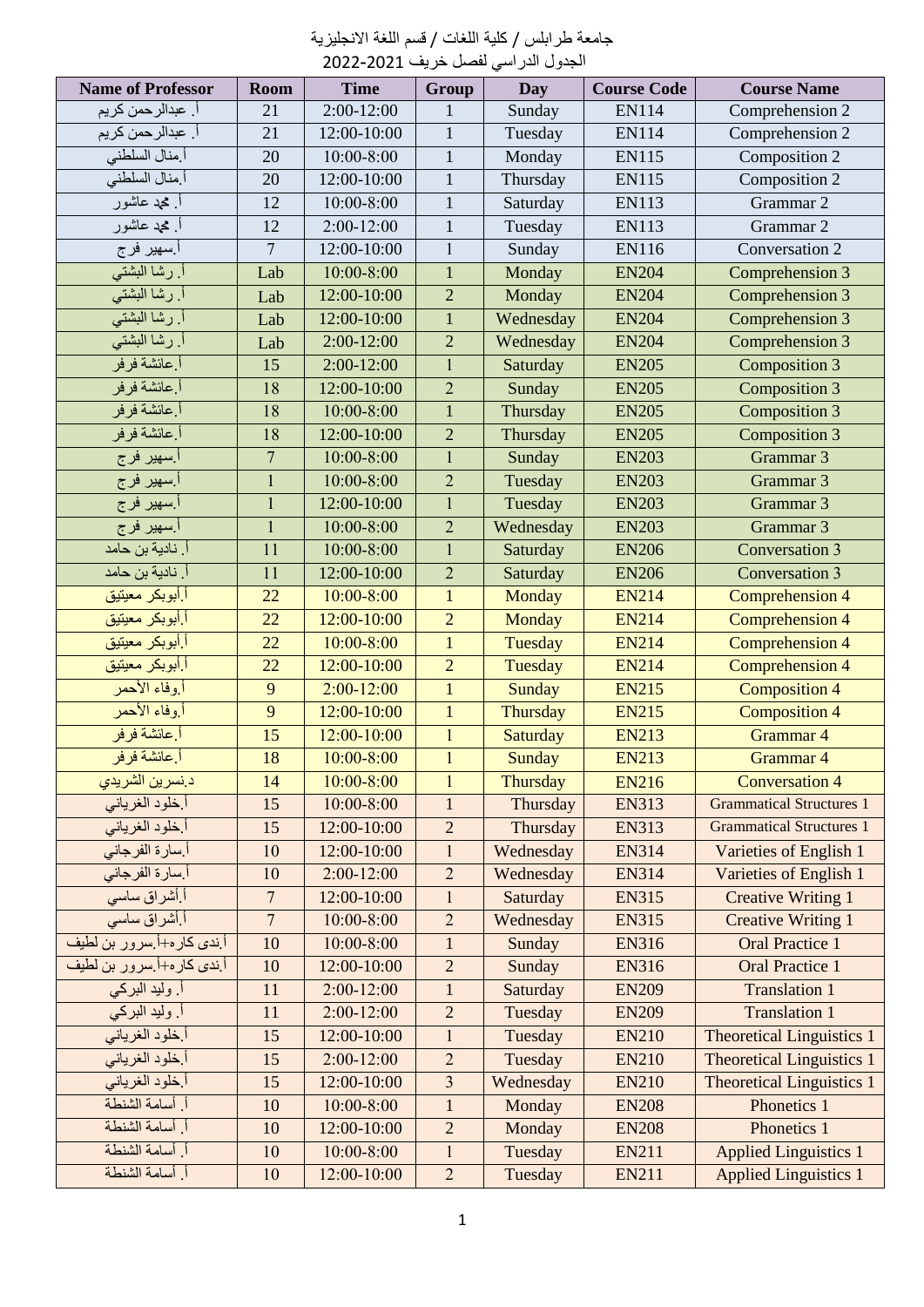جامعة طرابلس / كلية اللغات / قسم اللغة الانجليزية
الجدول الدراسي لفصل خريف 2021-2022

| Name of Professor | Room | Time | Group | Day | Course Code | Course Name |
|---|---|---|---|---|---|---|
| أ. عبدالرحمن كريم | 21 | 2:00-12:00 | 1 | Sunday | EN114 | Comprehension 2 |
| أ. عبدالرحمن كريم | 21 | 12:00-10:00 | 1 | Tuesday | EN114 | Comprehension 2 |
| أ.منال السلطني | 20 | 10:00-8:00 | 1 | Monday | EN115 | Composition 2 |
| أ.منال السلطني | 20 | 12:00-10:00 | 1 | Thursday | EN115 | Composition 2 |
| أ. محمد عاشور | 12 | 10:00-8:00 | 1 | Saturday | EN113 | Grammar 2 |
| أ. محمد عاشور | 12 | 2:00-12:00 | 1 | Tuesday | EN113 | Grammar 2 |
| أ.سهير فرج | 7 | 12:00-10:00 | 1 | Sunday | EN116 | Conversation 2 |
| أ. رشا البشتي | Lab | 10:00-8:00 | 1 | Monday | EN204 | Comprehension 3 |
| أ. رشا البشتي | Lab | 12:00-10:00 | 2 | Monday | EN204 | Comprehension 3 |
| أ. رشا البشتي | Lab | 12:00-10:00 | 1 | Wednesday | EN204 | Comprehension 3 |
| أ. رشا البشتي | Lab | 2:00-12:00 | 2 | Wednesday | EN204 | Comprehension 3 |
| أ.عائشة فرفر | 15 | 2:00-12:00 | 1 | Saturday | EN205 | Composition 3 |
| أ.عائشة فرفر | 18 | 12:00-10:00 | 2 | Sunday | EN205 | Composition 3 |
| أ.عائشة فرفر | 18 | 10:00-8:00 | 1 | Thursday | EN205 | Composition 3 |
| أ.عائشة فرفر | 18 | 12:00-10:00 | 2 | Thursday | EN205 | Composition 3 |
| أ.سهير فرج | 7 | 10:00-8:00 | 1 | Sunday | EN203 | Grammar 3 |
| أ.سهير فرج | 1 | 10:00-8:00 | 2 | Tuesday | EN203 | Grammar 3 |
| أ.سهير فرج | 1 | 12:00-10:00 | 1 | Tuesday | EN203 | Grammar 3 |
| أ.سهير فرج | 1 | 10:00-8:00 | 2 | Wednesday | EN203 | Grammar 3 |
| أ. نادية بن حامد | 11 | 10:00-8:00 | 1 | Saturday | EN206 | Conversation 3 |
| أ. نادية بن حامد | 11 | 12:00-10:00 | 2 | Saturday | EN206 | Conversation 3 |
| أ.أبوبكر معيتيق | 22 | 10:00-8:00 | 1 | Monday | EN214 | Comprehension 4 |
| أ.أبوبكر معيتيق | 22 | 12:00-10:00 | 2 | Monday | EN214 | Comprehension 4 |
| أ.أبوبكر معيتيق | 22 | 10:00-8:00 | 1 | Tuesday | EN214 | Comprehension 4 |
| أ.أبوبكر معيتيق | 22 | 12:00-10:00 | 2 | Tuesday | EN214 | Comprehension 4 |
| أ.وفاء الأحمر | 9 | 2:00-12:00 | 1 | Sunday | EN215 | Composition 4 |
| أ.وفاء الأحمر | 9 | 12:00-10:00 | 1 | Thursday | EN215 | Composition 4 |
| أ.عائشة فرفر | 15 | 12:00-10:00 | 1 | Saturday | EN213 | Grammar 4 |
| أ.عائشة فرفر | 18 | 10:00-8:00 | 1 | Sunday | EN213 | Grammar 4 |
| د.نسرين الشريدي | 14 | 10:00-8:00 | 1 | Thursday | EN216 | Conversation 4 |
| أ.خلود الغرياني | 15 | 10:00-8:00 | 1 | Thursday | EN313 | Grammatical Structures 1 |
| أ.خلود الغرياني | 15 | 12:00-10:00 | 2 | Thursday | EN313 | Grammatical Structures 1 |
| أ.سارة الفرجاني | 10 | 12:00-10:00 | 1 | Wednesday | EN314 | Varieties of English 1 |
| أ.سارة الفرجاني | 10 | 2:00-12:00 | 2 | Wednesday | EN314 | Varieties of English 1 |
| أ.أشراق ساسي | 7 | 12:00-10:00 | 1 | Saturday | EN315 | Creative Writing 1 |
| أ.أشراق ساسي | 7 | 10:00-8:00 | 2 | Wednesday | EN315 | Creative Writing 1 |
| أ.ندى كاره+أ.سرور بن لطيف | 10 | 10:00-8:00 | 1 | Sunday | EN316 | Oral Practice 1 |
| أ.ندى كاره+أ.سرور بن لطيف | 10 | 12:00-10:00 | 2 | Sunday | EN316 | Oral Practice 1 |
| أ. وليد البركي | 11 | 2:00-12:00 | 1 | Saturday | EN209 | Translation 1 |
| أ. وليد البركي | 11 | 2:00-12:00 | 2 | Tuesday | EN209 | Translation 1 |
| أ.خلود الغرياني | 15 | 12:00-10:00 | 1 | Tuesday | EN210 | Theoretical Linguistics 1 |
| أ.خلود الغرياني | 15 | 2:00-12:00 | 2 | Tuesday | EN210 | Theoretical Linguistics 1 |
| أ.خلود الغرياني | 15 | 12:00-10:00 | 3 | Wednesday | EN210 | Theoretical Linguistics 1 |
| أ. أسامة الشنطة | 10 | 10:00-8:00 | 1 | Monday | EN208 | Phonetics 1 |
| أ. أسامة الشنطة | 10 | 12:00-10:00 | 2 | Monday | EN208 | Phonetics 1 |
| أ. أسامة الشنطة | 10 | 10:00-8:00 | 1 | Tuesday | EN211 | Applied Linguistics 1 |
| أ. أسامة الشنطة | 10 | 12:00-10:00 | 2 | Tuesday | EN211 | Applied Linguistics 1 |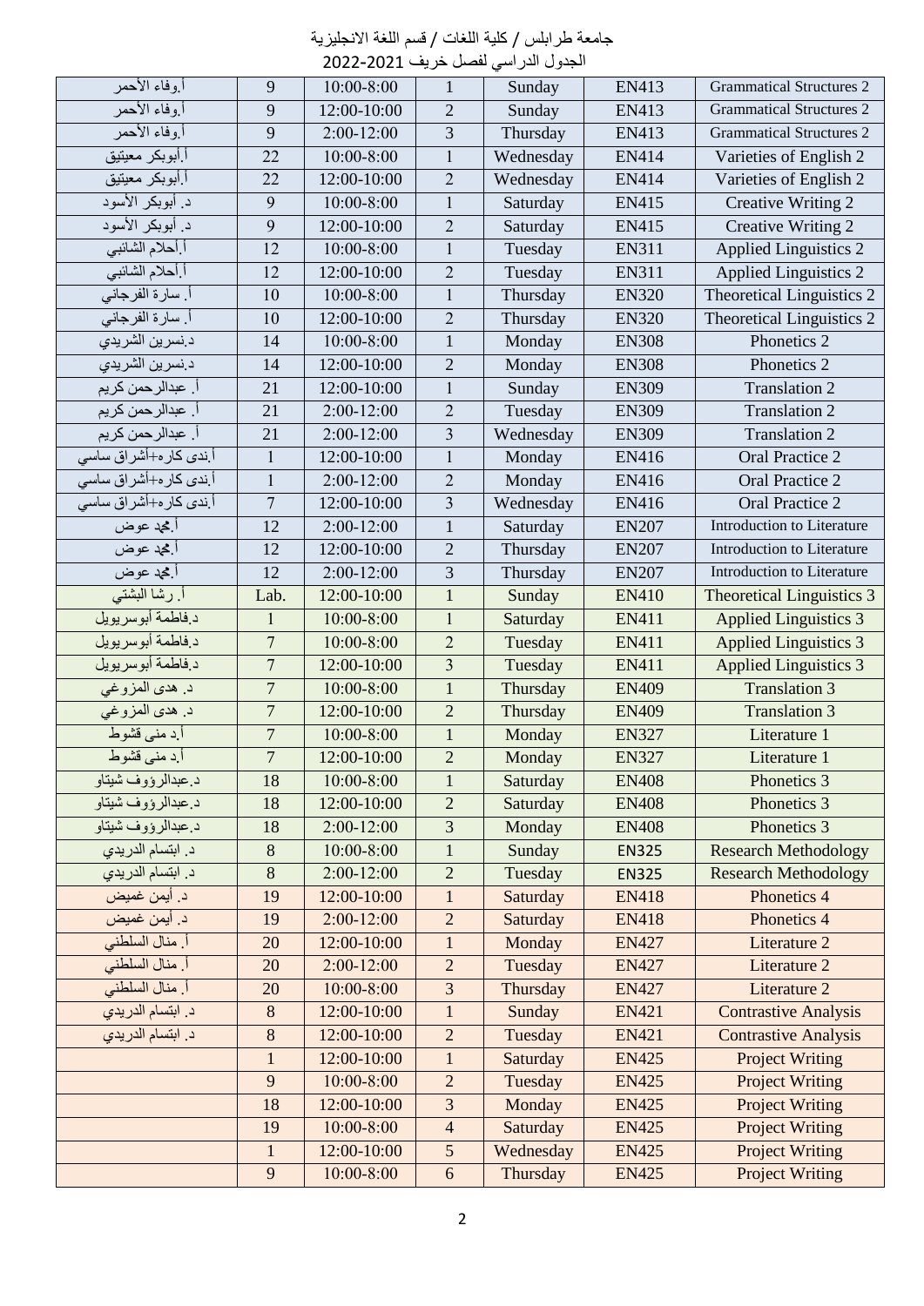جامعة طرابلس / كلية اللغات / قسم اللغة الانجليزية
الجدول الدراسي لفصل خريف 2021-2022

| | | | | | | |
|---|---|---|---|---|---|---|
| أ.وفاء الأحمر | 9 | 10:00-8:00 | 1 | Sunday | EN413 | Grammatical Structures 2 |
| أ.وفاء الأحمر | 9 | 12:00-10:00 | 2 | Sunday | EN413 | Grammatical Structures 2 |
| أ.وفاء الأحمر | 9 | 2:00-12:00 | 3 | Thursday | EN413 | Grammatical Structures 2 |
| أ.أبوبكر معيتيق | 22 | 10:00-8:00 | 1 | Wednesday | EN414 | Varieties of English 2 |
| أ.أبوبكر معيتيق | 22 | 12:00-10:00 | 2 | Wednesday | EN414 | Varieties of English 2 |
| د. أبوبكر الأسود | 9 | 10:00-8:00 | 1 | Saturday | EN415 | Creative Writing 2 |
| د. أبوبكر الأسود | 9 | 12:00-10:00 | 2 | Saturday | EN415 | Creative Writing 2 |
| أ.أحلام الشائبي | 12 | 10:00-8:00 | 1 | Tuesday | EN311 | Applied Linguistics 2 |
| أ.أحلام الشائبي | 12 | 12:00-10:00 | 2 | Tuesday | EN311 | Applied Linguistics 2 |
| أ. سارة الفرجاني | 10 | 10:00-8:00 | 1 | Thursday | EN320 | Theoretical Linguistics 2 |
| أ. سارة الفرجاني | 10 | 12:00-10:00 | 2 | Thursday | EN320 | Theoretical Linguistics 2 |
| د.نسرين الشريدي | 14 | 10:00-8:00 | 1 | Monday | EN308 | Phonetics 2 |
| د.نسرين الشريدي | 14 | 12:00-10:00 | 2 | Monday | EN308 | Phonetics 2 |
| أ. عبدالرحمن كريم | 21 | 12:00-10:00 | 1 | Sunday | EN309 | Translation 2 |
| أ. عبدالرحمن كريم | 21 | 2:00-12:00 | 2 | Tuesday | EN309 | Translation 2 |
| أ. عبدالرحمن كريم | 21 | 2:00-12:00 | 3 | Wednesday | EN309 | Translation 2 |
| أ.ندى كاره+أشراق ساسي | 1 | 12:00-10:00 | 1 | Monday | EN416 | Oral Practice 2 |
| أ.ندى كاره+أشراق ساسي | 1 | 2:00-12:00 | 2 | Monday | EN416 | Oral Practice 2 |
| أ.ندى كاره+أشراق ساسي | 7 | 12:00-10:00 | 3 | Wednesday | EN416 | Oral Practice 2 |
| أ.محمد عوض | 12 | 2:00-12:00 | 1 | Saturday | EN207 | Introduction to Literature |
| أ.محمد عوض | 12 | 12:00-10:00 | 2 | Thursday | EN207 | Introduction to Literature |
| أ.محمد عوض | 12 | 2:00-12:00 | 3 | Thursday | EN207 | Introduction to Literature |
| أ. رشا البشتي | Lab. | 12:00-10:00 | 1 | Sunday | EN410 | Theoretical Linguistics 3 |
| د.فاطمة أبوسريويل | 1 | 10:00-8:00 | 1 | Saturday | EN411 | Applied Linguistics 3 |
| د.فاطمة أبوسريويل | 7 | 10:00-8:00 | 2 | Tuesday | EN411 | Applied Linguistics 3 |
| د.فاطمة أبوسريويل | 7 | 12:00-10:00 | 3 | Tuesday | EN411 | Applied Linguistics 3 |
| د. هدى المزوغي | 7 | 10:00-8:00 | 1 | Thursday | EN409 | Translation 3 |
| د. هدى المزوغي | 7 | 12:00-10:00 | 2 | Thursday | EN409 | Translation 3 |
| أ.د منى قشوط | 7 | 10:00-8:00 | 1 | Monday | EN327 | Literature 1 |
| أ.د منى قشوط | 7 | 12:00-10:00 | 2 | Monday | EN327 | Literature 1 |
| د.عبدالرؤوف شيتاو | 18 | 10:00-8:00 | 1 | Saturday | EN408 | Phonetics 3 |
| د.عبدالرؤوف شيتاو | 18 | 12:00-10:00 | 2 | Saturday | EN408 | Phonetics 3 |
| د.عبدالرؤوف شيتاو | 18 | 2:00-12:00 | 3 | Monday | EN408 | Phonetics 3 |
| د. ابتسام الدريدي | 8 | 10:00-8:00 | 1 | Sunday | EN325 | Research Methodology |
| د. ابتسام الدريدي | 8 | 2:00-12:00 | 2 | Tuesday | EN325 | Research Methodology |
| د. أيمن غميض | 19 | 12:00-10:00 | 1 | Saturday | EN418 | Phonetics 4 |
| د. أيمن غميض | 19 | 2:00-12:00 | 2 | Saturday | EN418 | Phonetics 4 |
| أ. منال السلطني | 20 | 12:00-10:00 | 1 | Monday | EN427 | Literature 2 |
| أ. منال السلطني | 20 | 2:00-12:00 | 2 | Tuesday | EN427 | Literature 2 |
| أ. منال السلطني | 20 | 10:00-8:00 | 3 | Thursday | EN427 | Literature 2 |
| د. ابتسام الدريدي | 8 | 12:00-10:00 | 1 | Sunday | EN421 | Contrastive Analysis |
| د. ابتسام الدريدي | 8 | 12:00-10:00 | 2 | Tuesday | EN421 | Contrastive Analysis |
| | 1 | 12:00-10:00 | 1 | Saturday | EN425 | Project Writing |
| | 9 | 10:00-8:00 | 2 | Tuesday | EN425 | Project Writing |
| | 18 | 12:00-10:00 | 3 | Monday | EN425 | Project Writing |
| | 19 | 10:00-8:00 | 4 | Saturday | EN425 | Project Writing |
| | 1 | 12:00-10:00 | 5 | Wednesday | EN425 | Project Writing |
| | 9 | 10:00-8:00 | 6 | Thursday | EN425 | Project Writing |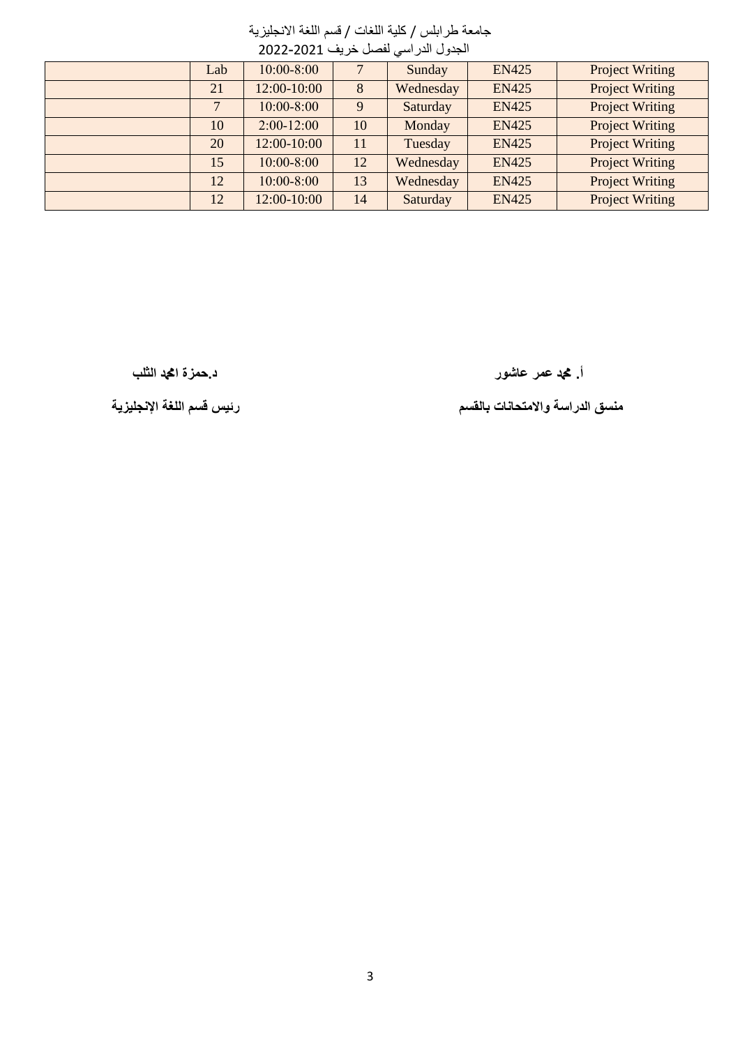جامعة طرابلس / كلية اللغات / قسم اللغة الانجليزية

الجدول الدراسي لفصل خريف 2021-2022

| | | | | | | |
|---|---|---|---|---|---|---|
| | Lab | 10:00-8:00 | 7 | Sunday | EN425 | Project Writing |
| | 21 | 12:00-10:00 | 8 | Wednesday | EN425 | Project Writing |
| | 7 | 10:00-8:00 | 9 | Saturday | EN425 | Project Writing |
| | 10 | 2:00-12:00 | 10 | Monday | EN425 | Project Writing |
| | 20 | 12:00-10:00 | 11 | Tuesday | EN425 | Project Writing |
| | 15 | 10:00-8:00 | 12 | Wednesday | EN425 | Project Writing |
| | 12 | 10:00-8:00 | 13 | Wednesday | EN425 | Project Writing |
| | 12 | 12:00-10:00 | 14 | Saturday | EN425 | Project Writing |

**أ. محمد عمر عاشور**

**منسق الدراسة والامتحانات بالقسم**

**د.حمزة امحمد الثلب**

**رئيس قسم اللغة الإنجليزية**